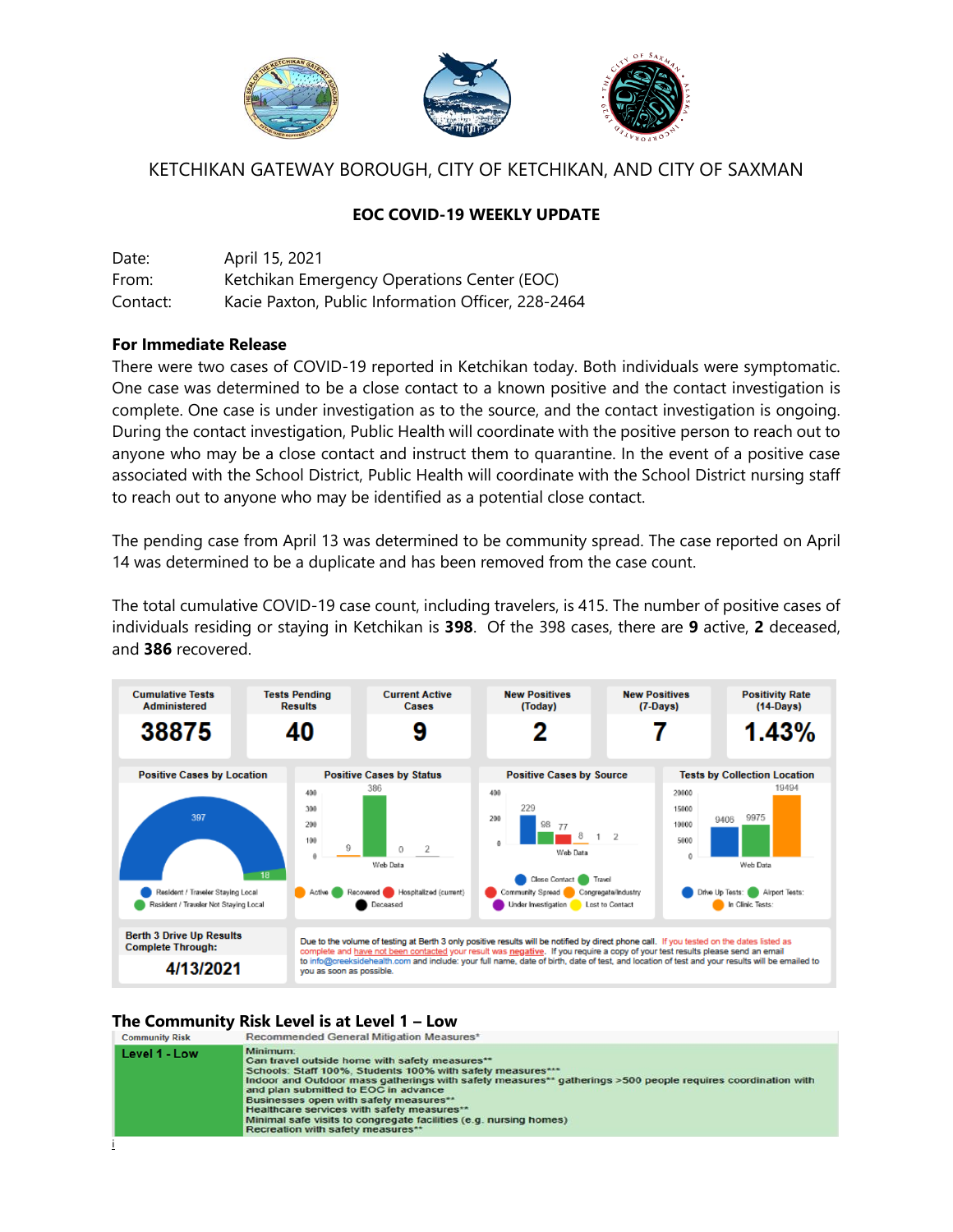KETCHIKAN GATEWAY BOROUGH, CITY OF KETCHIKAN, AND CITY OF SAXMAN

## EOC COVID-19 WEEKLY UPDATE

Date: April 15, 2021
From: Ketchikan Emergency Operations Center (EOC)
Contact: Kacie Paxton, Public Information Officer, 228-2464

**For Immediate Release**

There were two cases of COVID-19 reported in Ketchikan today. Both individuals were symptomatic. One case was determined to be a close contact to a known positive and the contact investigation is complete. One case is under investigation as to the source, and the contact investigation is ongoing. During the contact investigation, Public Health will coordinate with the positive person to reach out to anyone who may be a close contact and instruct them to quarantine. In the event of a positive case associated with the School District, Public Health will coordinate with the School District nursing staff to reach out to anyone who may be identified as a potential close contact.

The pending case from April 13 was determined to be community spread. The case reported on April 14 was determined to be a duplicate and has been removed from the case count.

The total cumulative COVID-19 case count, including travelers, is 415. The number of positive cases of individuals residing or staying in Ketchikan is **398**. Of the 398 cases, there are **9** active, **2** deceased, and **386** recovered.

| Cumulative Tests Administered | Tests Pending Results | Current Active Cases | New Positives (Today) | New Positives (7-Days) | Positivity Rate (14-Days) |
|---|---|---|---|---|---|
| 38875 | 40 | 9 | 2 | 7 | 1.43% |

**Positive Cases by Location:** Resident / Traveler Staying Local: 397; Resident / Traveler Not Staying Local: 18

**Positive Cases by Status:** Active: 9; Recovered: 386; Hospitalized (current): 0; Deceased: 2

**Positive Cases by Source:** Close Contact: 229; Travel: 98; Community Spread: 77; Congregate/Industry: 8; Under Investigation: 1; Lost to Contact: 2

**Tests by Collection Location:** Drive Up Tests: 9406; Airport Tests: 9975; In Clinic Tests: 19494

**Berth 3 Drive Up Results Complete Through:** 4/13/2021

Due to the volume of testing at Berth 3 only positive results will be notified by direct phone call. If you tested on the dates listed as complete and have not been contacted your result was negative. If you require a copy of your test results please send an email to info@creeksidehealth.com and include: your full name, date of birth, date of test, and location of test and your results will be emailed to you as soon as possible.

### The Community Risk Level is at Level 1 – Low

| Community Risk | Recommended General Mitigation Measures* |
|---|---|
| Level 1 - Low | Minimum:<br>Can travel outside home with safety measures**<br>Schools: Staff 100%, Students 100% with safety measures***<br>Indoor and Outdoor mass gatherings with safety measures** gatherings >500 people requires coordination with and plan submitted to EOC in advance<br>Businesses open with safety measures**<br>Healthcare services with safety measures**<br>Minimal safe visits to congregate facilities (e.g. nursing homes)<br>Recreation with safety measures** |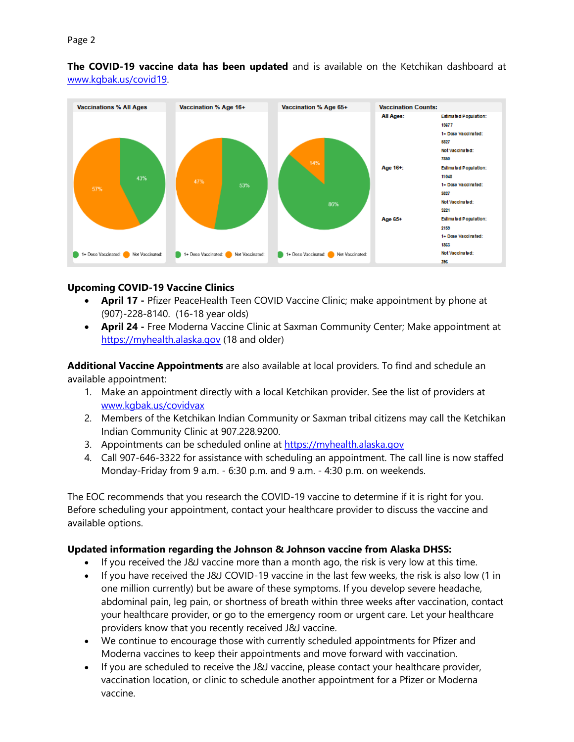**The COVID-19 vaccine data has been updated** and is available on the Ketchikan dashboard at www.kgbak.us/covid19.

**Vaccinations % All Ages**
- 1+ Dose Vaccinated: 43%
- Not Vaccinated: 57%

**Vaccination % Age 16+**
- 1+ Dose Vaccinated: 53%
- Not Vaccinated: 47%

**Vaccination % Age 65+**
- 1+ Dose Vaccinated: 86%
- Not Vaccinated: 14%

**Vaccination Counts:**

| | Estimated Population: | 1+ Dose Vaccinated: | Not Vaccinated: |
|---|---|---|---|
| All Ages: | 13677 | 5827 | 7850 |
| Age 16+: | 11048 | 5827 | 5221 |
| Age 65+: | 2159 | 1863 | 296 |

### Upcoming COVID-19 Vaccine Clinics

- **April 17 -** Pfizer PeaceHealth Teen COVID Vaccine Clinic; make appointment by phone at (907)-228-8140. (16-18 year olds)
- **April 24 -** Free Moderna Vaccine Clinic at Saxman Community Center; Make appointment at https://myhealth.alaska.gov (18 and older)

**Additional Vaccine Appointments** are also available at local providers. To find and schedule an available appointment:

1. Make an appointment directly with a local Ketchikan provider. See the list of providers at www.kgbak.us/covidvax
2. Members of the Ketchikan Indian Community or Saxman tribal citizens may call the Ketchikan Indian Community Clinic at 907.228.9200.
3. Appointments can be scheduled online at https://myhealth.alaska.gov
4. Call 907-646-3322 for assistance with scheduling an appointment. The call line is now staffed Monday-Friday from 9 a.m. - 6:30 p.m. and 9 a.m. - 4:30 p.m. on weekends.

The EOC recommends that you research the COVID-19 vaccine to determine if it is right for you. Before scheduling your appointment, contact your healthcare provider to discuss the vaccine and available options.

### Updated information regarding the Johnson & Johnson vaccine from Alaska DHSS:

- If you received the J&J vaccine more than a month ago, the risk is very low at this time.
- If you have received the J&J COVID-19 vaccine in the last few weeks, the risk is also low (1 in one million currently) but be aware of these symptoms. If you develop severe headache, abdominal pain, leg pain, or shortness of breath within three weeks after vaccination, contact your healthcare provider, or go to the emergency room or urgent care. Let your healthcare providers know that you recently received J&J vaccine.
- We continue to encourage those with currently scheduled appointments for Pfizer and Moderna vaccines to keep their appointments and move forward with vaccination.
- If you are scheduled to receive the J&J vaccine, please contact your healthcare provider, vaccination location, or clinic to schedule another appointment for a Pfizer or Moderna vaccine.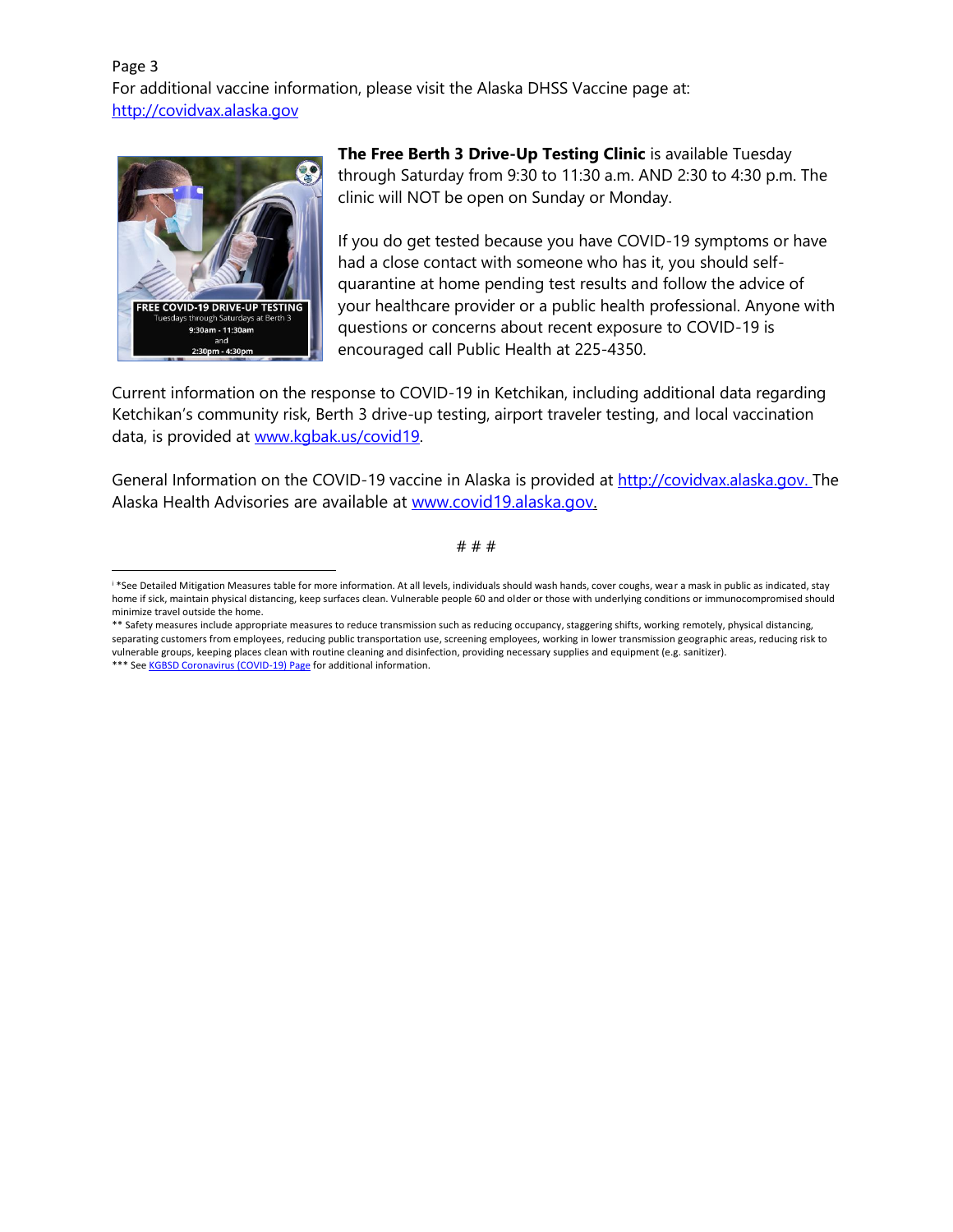For additional vaccine information, please visit the Alaska DHSS Vaccine page at: http://covidvax.alaska.gov

FREE COVID-19 DRIVE-UP TESTING
Tuesdays through Saturdays at Berth 3
9:30am - 11:30am
and
2:30pm - 4:30pm

**The Free Berth 3 Drive-Up Testing Clinic** is available Tuesday through Saturday from 9:30 to 11:30 a.m. AND 2:30 to 4:30 p.m. The clinic will NOT be open on Sunday or Monday.

If you do get tested because you have COVID-19 symptoms or have had a close contact with someone who has it, you should self-quarantine at home pending test results and follow the advice of your healthcare provider or a public health professional. Anyone with questions or concerns about recent exposure to COVID-19 is encouraged call Public Health at 225-4350.

Current information on the response to COVID-19 in Ketchikan, including additional data regarding Ketchikan's community risk, Berth 3 drive-up testing, airport traveler testing, and local vaccination data, is provided at www.kgbak.us/covid19.

General Information on the COVID-19 vaccine in Alaska is provided at http://covidvax.alaska.gov. The Alaska Health Advisories are available at www.covid19.alaska.gov.

# # #

---

[i] *See Detailed Mitigation Measures table for more information. At all levels, individuals should wash hands, cover coughs, wear a mask in public as indicated, stay home if sick, maintain physical distancing, keep surfaces clean. Vulnerable people 60 and older or those with underlying conditions or immunocompromised should minimize travel outside the home.

** Safety measures include appropriate measures to reduce transmission such as reducing occupancy, staggering shifts, working remotely, physical distancing, separating customers from employees, reducing public transportation use, screening employees, working in lower transmission geographic areas, reducing risk to vulnerable groups, keeping places clean with routine cleaning and disinfection, providing necessary supplies and equipment (e.g. sanitizer).

*** See KGBSD Coronavirus (COVID-19) Page for additional information.